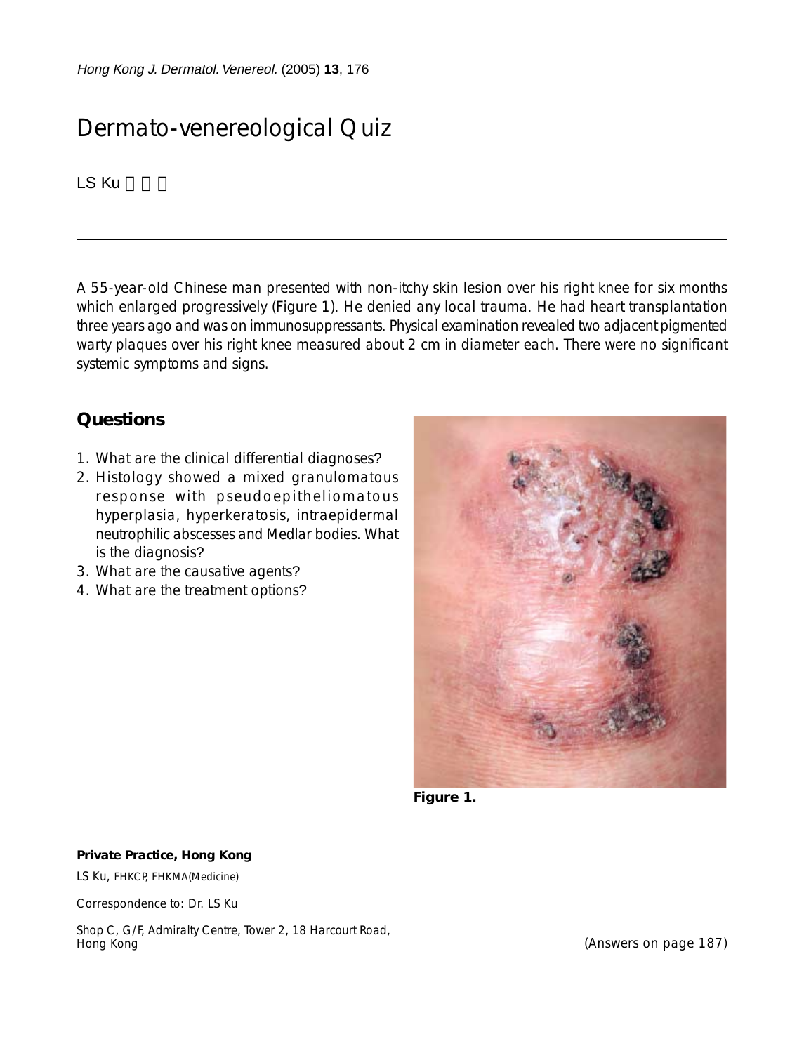# Dermato-venereological Quiz

LS Ku

A 55-year-old Chinese man presented with non-itchy skin lesion over his right knee for six months which enlarged progressively (Figure 1). He denied any local trauma. He had heart transplantation three years ago and was on immunosuppressants. Physical examination revealed two adjacent pigmented warty plaques over his right knee measured about 2 cm in diameter each. There were no significant systemic symptoms and signs.

## Questions

1. What are the clinical differential diagnoses?
2. Histology showed a mixed granulomatous response with pseudoepitheliomatous hyperplasia, hyperkeratosis, intraepidermal neutrophilic abscesses and Medlar bodies. What is the diagnosis?
3. What are the causative agents?
4. What are the treatment options?

**Figure 1.**

**Private Practice, Hong Kong**

LS Ku, FHKCP, FHKMA(Medicine)

Correspondence to: Dr. LS Ku

Shop C, G/F, Admiralty Centre, Tower 2, 18 Harcourt Road, Hong Kong

(Answers on page 187)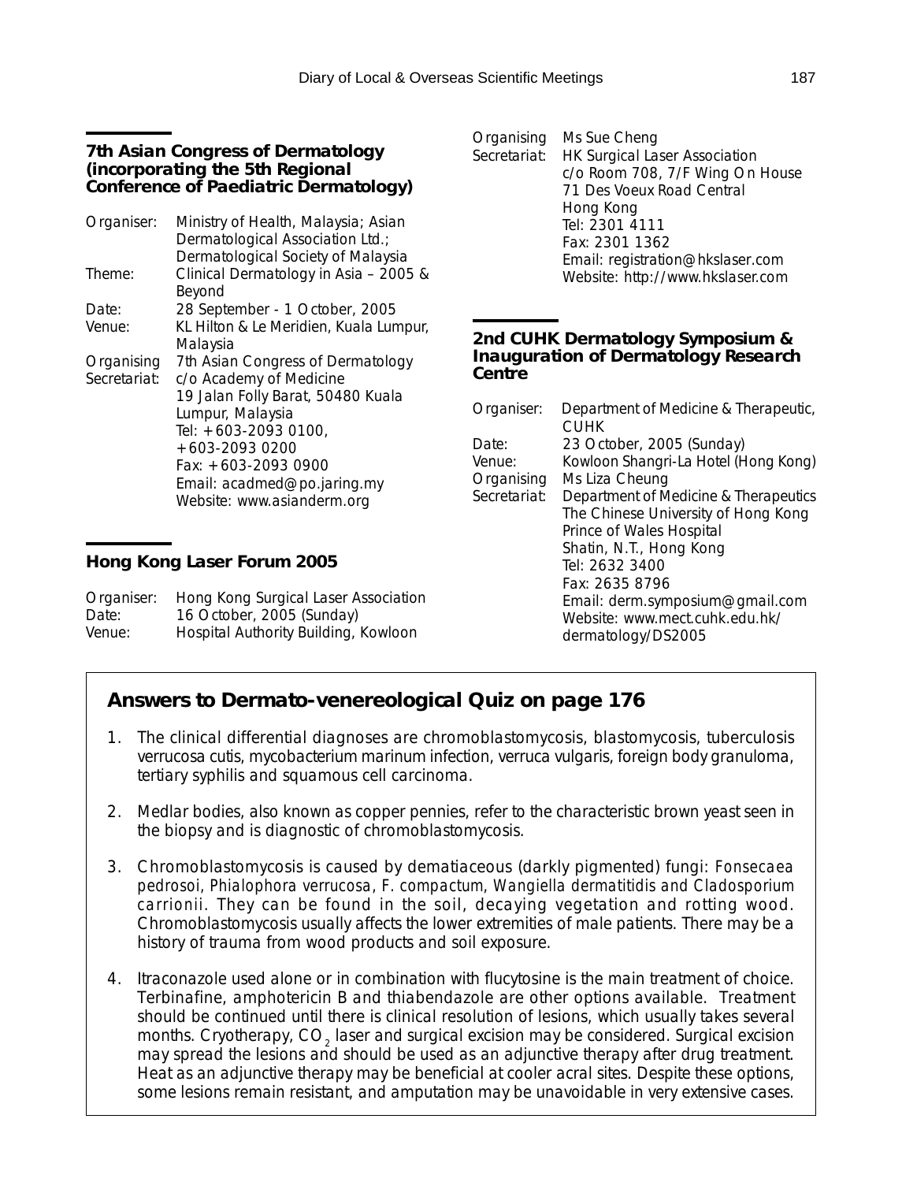### 7th Asian Congress of Dermatology (incorporating the 5th Regional Conference of Paediatric Dermatology)

| | |
|---|---|
| Organiser: | Ministry of Health, Malaysia; Asian Dermatological Association Ltd.; Dermatological Society of Malaysia |
| Theme: | Clinical Dermatology in Asia – 2005 & Beyond |
| Date: | 28 September - 1 October, 2005 |
| Venue: | KL Hilton & Le Meridien, Kuala Lumpur, Malaysia |
| Organising Secretariat: | 7th Asian Congress of Dermatology c/o Academy of Medicine 19 Jalan Folly Barat, 50480 Kuala Lumpur, Malaysia Tel: +603-2093 0100, +603-2093 0200 Fax: +603-2093 0900 Email: acadmed@po.jaring.my Website: www.asianderm.org |

### Hong Kong Laser Forum 2005

| | |
|---|---|
| Organiser: | Hong Kong Surgical Laser Association |
| Date: | 16 October, 2005 (Sunday) |
| Venue: | Hospital Authority Building, Kowloon |
| Organising Secretariat: | Ms Sue Cheng HK Surgical Laser Association c/o Room 708, 7/F Wing On House 71 Des Voeux Road Central Hong Kong Tel: 2301 4111 Fax: 2301 1362 Email: registration@hkslaser.com Website: http://www.hkslaser.com |

### 2nd CUHK Dermatology Symposium & Inauguration of Dermatology Research Centre

| | |
|---|---|
| Organiser: | Department of Medicine & Therapeutic, CUHK |
| Date: | 23 October, 2005 (Sunday) |
| Venue: | Kowloon Shangri-La Hotel (Hong Kong) |
| Organising Secretariat: | Ms Liza Cheung Department of Medicine & Therapeutics The Chinese University of Hong Kong Prince of Wales Hospital Shatin, N.T., Hong Kong Tel: 2632 3400 Fax: 2635 8796 Email: derm.symposium@gmail.com Website: www.mect.cuhk.edu.hk/dermatology/DS2005 |

## Answers to Dermato-venereological Quiz on page 176

1. The clinical differential diagnoses are chromoblastomycosis, blastomycosis, tuberculosis verrucosa cutis, mycobacterium marinum infection, verruca vulgaris, foreign body granuloma, tertiary syphilis and squamous cell carcinoma.

2. Medlar bodies, also known as copper pennies, refer to the characteristic brown yeast seen in the biopsy and is diagnostic of chromoblastomycosis.

3. Chromoblastomycosis is caused by dematiaceous (darkly pigmented) fungi: *Fonsecaea pedrosoi, Phialophora verrucosa, F. compactum, Wangiella dermatitidis and Cladosporium carrionii*. They can be found in the soil, decaying vegetation and rotting wood. Chromoblastomycosis usually affects the lower extremities of male patients. There may be a history of trauma from wood products and soil exposure.

4. Itraconazole used alone or in combination with flucytosine is the main treatment of choice. Terbinafine, amphotericin B and thiabendazole are other options available. Treatment should be continued until there is clinical resolution of lesions, which usually takes several months. Cryotherapy, $CO_2$ laser and surgical excision may be considered. Surgical excision may spread the lesions and should be used as an adjunctive therapy after drug treatment. Heat as an adjunctive therapy may be beneficial at cooler acral sites. Despite these options, some lesions remain resistant, and amputation may be unavoidable in very extensive cases.